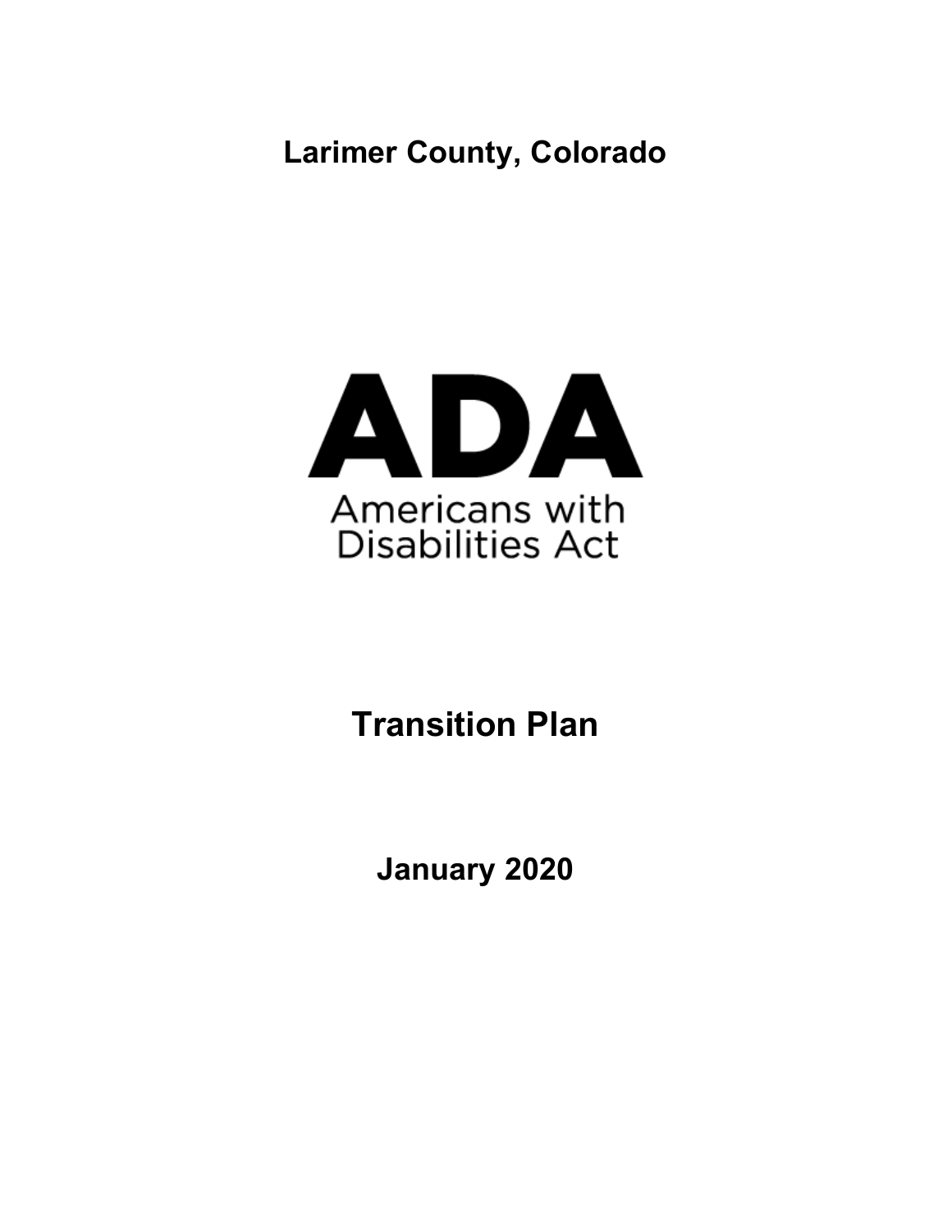# Larimer County, Colorado

ADA

Americans with Disabilities Act

# Transition Plan

**January 2020**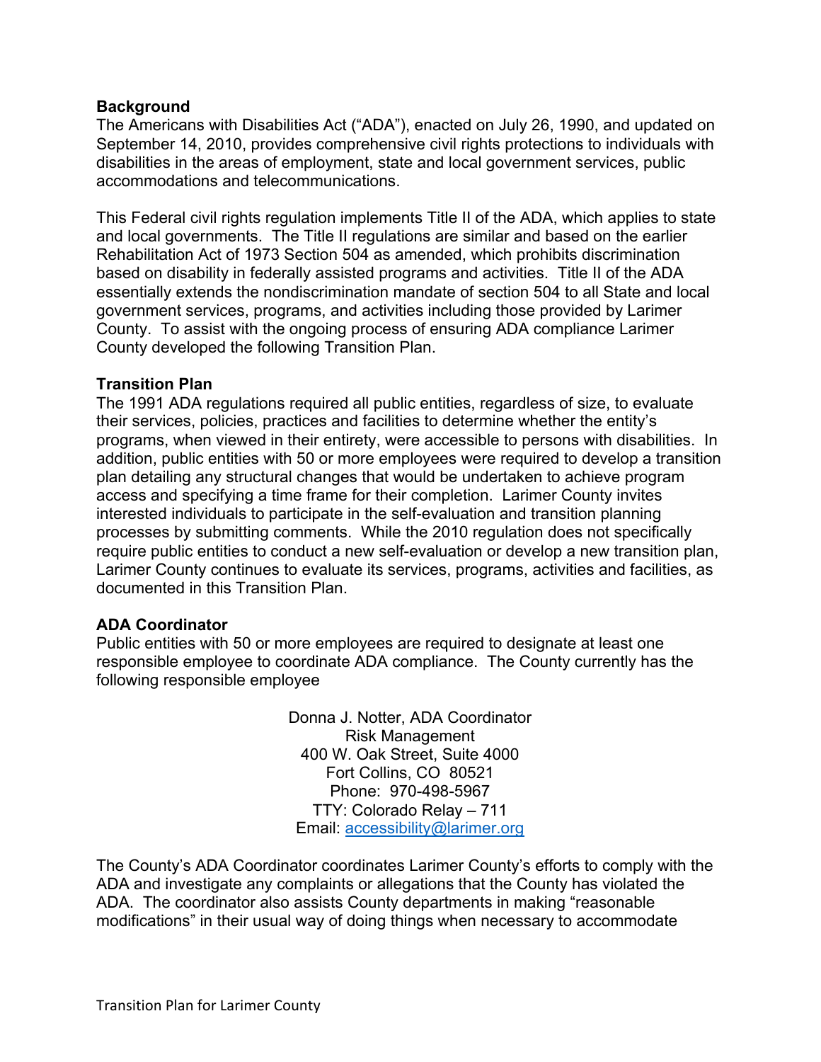**Background**

The Americans with Disabilities Act ("ADA"), enacted on July 26, 1990, and updated on September 14, 2010, provides comprehensive civil rights protections to individuals with disabilities in the areas of employment, state and local government services, public accommodations and telecommunications.

This Federal civil rights regulation implements Title II of the ADA, which applies to state and local governments. The Title II regulations are similar and based on the earlier Rehabilitation Act of 1973 Section 504 as amended, which prohibits discrimination based on disability in federally assisted programs and activities. Title II of the ADA essentially extends the nondiscrimination mandate of section 504 to all State and local government services, programs, and activities including those provided by Larimer County. To assist with the ongoing process of ensuring ADA compliance Larimer County developed the following Transition Plan.

**Transition Plan**

The 1991 ADA regulations required all public entities, regardless of size, to evaluate their services, policies, practices and facilities to determine whether the entity's programs, when viewed in their entirety, were accessible to persons with disabilities. In addition, public entities with 50 or more employees were required to develop a transition plan detailing any structural changes that would be undertaken to achieve program access and specifying a time frame for their completion. Larimer County invites interested individuals to participate in the self-evaluation and transition planning processes by submitting comments. While the 2010 regulation does not specifically require public entities to conduct a new self-evaluation or develop a new transition plan, Larimer County continues to evaluate its services, programs, activities and facilities, as documented in this Transition Plan.

**ADA Coordinator**

Public entities with 50 or more employees are required to designate at least one responsible employee to coordinate ADA compliance. The County currently has the following responsible employee

Donna J. Notter, ADA Coordinator
Risk Management
400 W. Oak Street, Suite 4000
Fort Collins, CO 80521
Phone: 970-498-5967
TTY: Colorado Relay – 711
Email: accessibility@larimer.org

The County's ADA Coordinator coordinates Larimer County's efforts to comply with the ADA and investigate any complaints or allegations that the County has violated the ADA. The coordinator also assists County departments in making "reasonable modifications" in their usual way of doing things when necessary to accommodate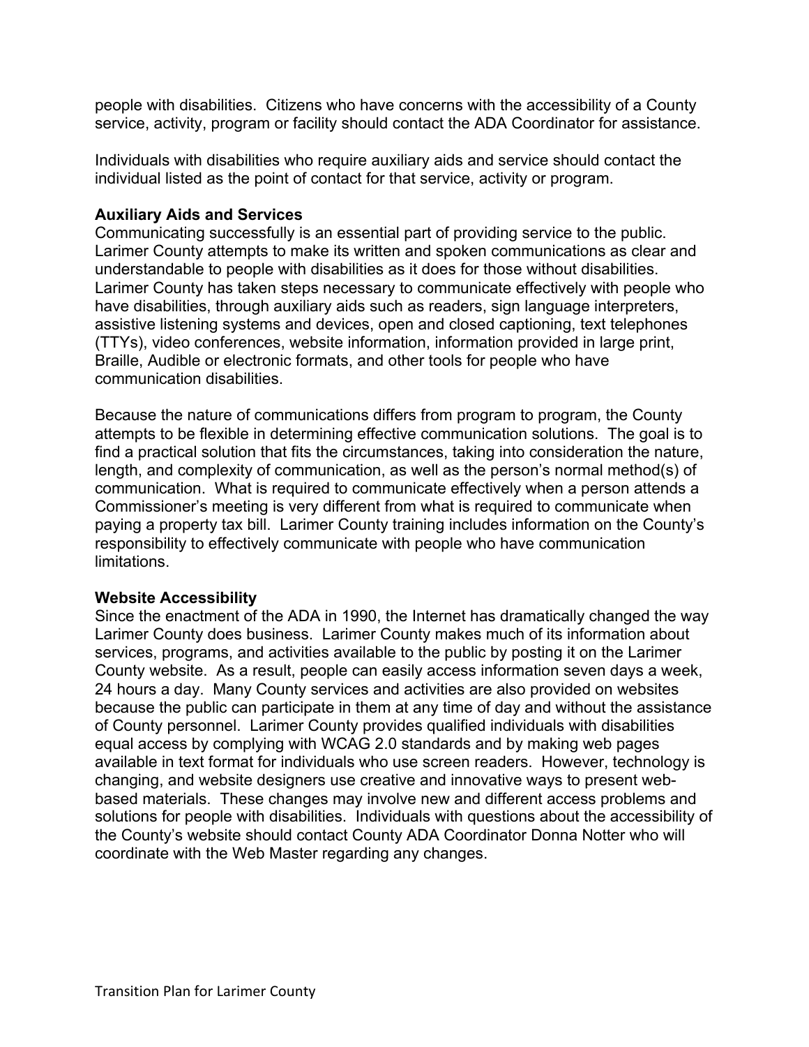people with disabilities. Citizens who have concerns with the accessibility of a County service, activity, program or facility should contact the ADA Coordinator for assistance.

Individuals with disabilities who require auxiliary aids and service should contact the individual listed as the point of contact for that service, activity or program.

**Auxiliary Aids and Services**
Communicating successfully is an essential part of providing service to the public. Larimer County attempts to make its written and spoken communications as clear and understandable to people with disabilities as it does for those without disabilities. Larimer County has taken steps necessary to communicate effectively with people who have disabilities, through auxiliary aids such as readers, sign language interpreters, assistive listening systems and devices, open and closed captioning, text telephones (TTYs), video conferences, website information, information provided in large print, Braille, Audible or electronic formats, and other tools for people who have communication disabilities.

Because the nature of communications differs from program to program, the County attempts to be flexible in determining effective communication solutions. The goal is to find a practical solution that fits the circumstances, taking into consideration the nature, length, and complexity of communication, as well as the person's normal method(s) of communication. What is required to communicate effectively when a person attends a Commissioner's meeting is very different from what is required to communicate when paying a property tax bill. Larimer County training includes information on the County's responsibility to effectively communicate with people who have communication limitations.

**Website Accessibility**
Since the enactment of the ADA in 1990, the Internet has dramatically changed the way Larimer County does business. Larimer County makes much of its information about services, programs, and activities available to the public by posting it on the Larimer County website. As a result, people can easily access information seven days a week, 24 hours a day. Many County services and activities are also provided on websites because the public can participate in them at any time of day and without the assistance of County personnel. Larimer County provides qualified individuals with disabilities equal access by complying with WCAG 2.0 standards and by making web pages available in text format for individuals who use screen readers. However, technology is changing, and website designers use creative and innovative ways to present web-based materials. These changes may involve new and different access problems and solutions for people with disabilities. Individuals with questions about the accessibility of the County's website should contact County ADA Coordinator Donna Notter who will coordinate with the Web Master regarding any changes.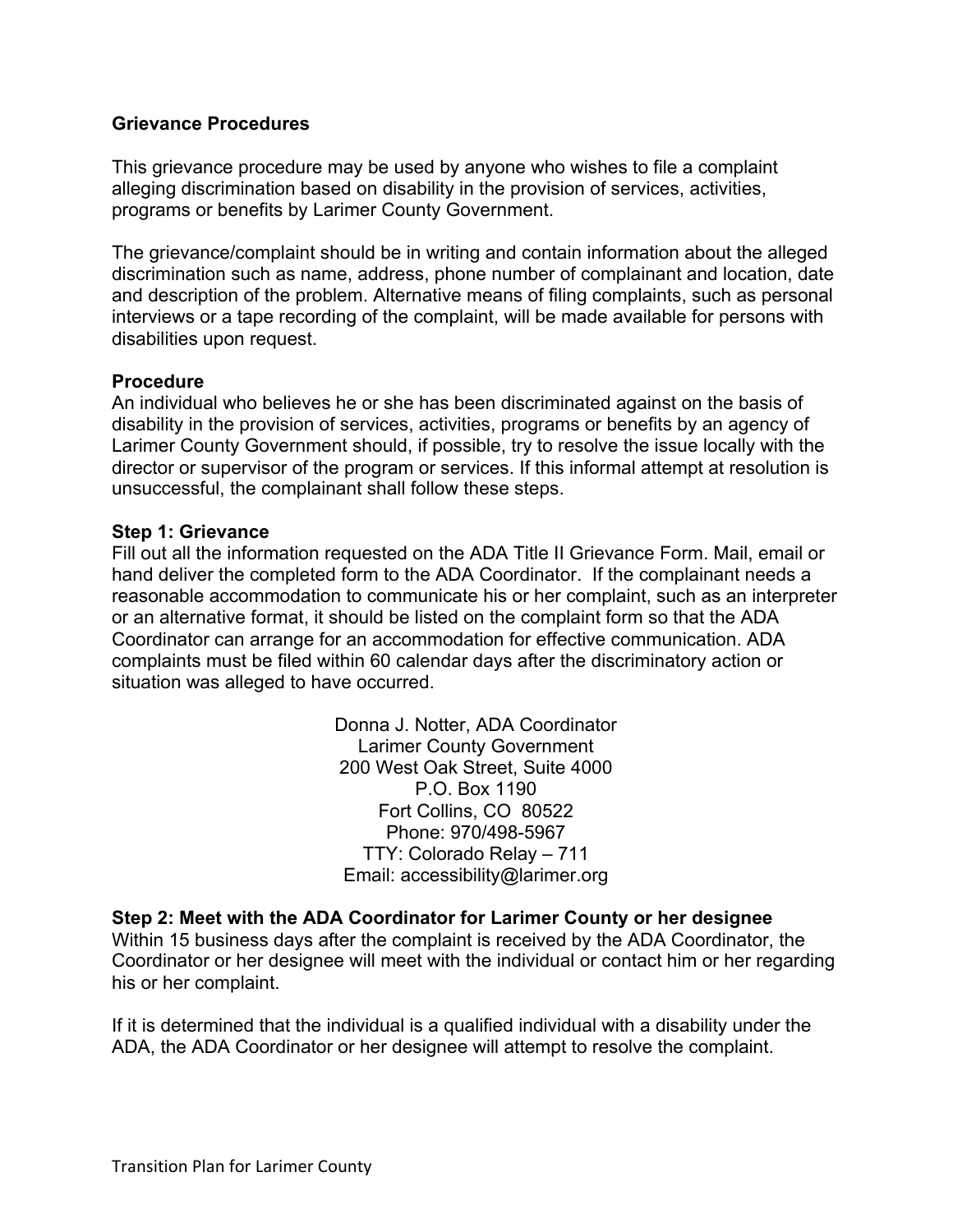**Grievance Procedures**

This grievance procedure may be used by anyone who wishes to file a complaint alleging discrimination based on disability in the provision of services, activities, programs or benefits by Larimer County Government.

The grievance/complaint should be in writing and contain information about the alleged discrimination such as name, address, phone number of complainant and location, date and description of the problem. Alternative means of filing complaints, such as personal interviews or a tape recording of the complaint, will be made available for persons with disabilities upon request.

**Procedure**

An individual who believes he or she has been discriminated against on the basis of disability in the provision of services, activities, programs or benefits by an agency of Larimer County Government should, if possible, try to resolve the issue locally with the director or supervisor of the program or services. If this informal attempt at resolution is unsuccessful, the complainant shall follow these steps.

**Step 1: Grievance**

Fill out all the information requested on the ADA Title II Grievance Form. Mail, email or hand deliver the completed form to the ADA Coordinator. If the complainant needs a reasonable accommodation to communicate his or her complaint, such as an interpreter or an alternative format, it should be listed on the complaint form so that the ADA Coordinator can arrange for an accommodation for effective communication. ADA complaints must be filed within 60 calendar days after the discriminatory action or situation was alleged to have occurred.

Donna J. Notter, ADA Coordinator
Larimer County Government
200 West Oak Street, Suite 4000
P.O. Box 1190
Fort Collins, CO 80522
Phone: 970/498-5967
TTY: Colorado Relay – 711
Email: accessibility@larimer.org

**Step 2: Meet with the ADA Coordinator for Larimer County or her designee**

Within 15 business days after the complaint is received by the ADA Coordinator, the Coordinator or her designee will meet with the individual or contact him or her regarding his or her complaint.

If it is determined that the individual is a qualified individual with a disability under the ADA, the ADA Coordinator or her designee will attempt to resolve the complaint.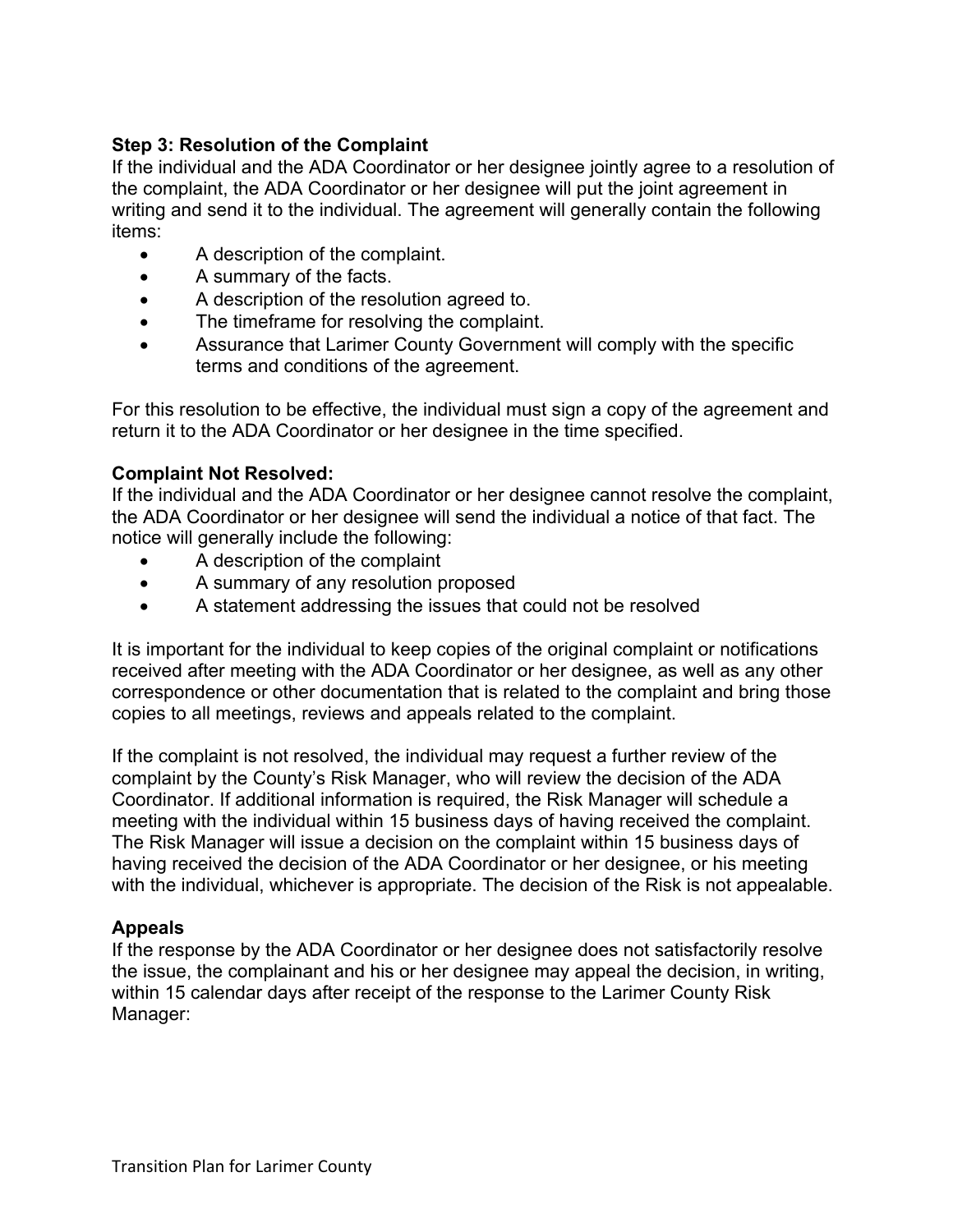**Step 3: Resolution of the Complaint**

If the individual and the ADA Coordinator or her designee jointly agree to a resolution of the complaint, the ADA Coordinator or her designee will put the joint agreement in writing and send it to the individual. The agreement will generally contain the following items:

- A description of the complaint.
- A summary of the facts.
- A description of the resolution agreed to.
- The timeframe for resolving the complaint.
- Assurance that Larimer County Government will comply with the specific terms and conditions of the agreement.

For this resolution to be effective, the individual must sign a copy of the agreement and return it to the ADA Coordinator or her designee in the time specified.

**Complaint Not Resolved:**

If the individual and the ADA Coordinator or her designee cannot resolve the complaint, the ADA Coordinator or her designee will send the individual a notice of that fact. The notice will generally include the following:

- A description of the complaint
- A summary of any resolution proposed
- A statement addressing the issues that could not be resolved

It is important for the individual to keep copies of the original complaint or notifications received after meeting with the ADA Coordinator or her designee, as well as any other correspondence or other documentation that is related to the complaint and bring those copies to all meetings, reviews and appeals related to the complaint.

If the complaint is not resolved, the individual may request a further review of the complaint by the County's Risk Manager, who will review the decision of the ADA Coordinator. If additional information is required, the Risk Manager will schedule a meeting with the individual within 15 business days of having received the complaint. The Risk Manager will issue a decision on the complaint within 15 business days of having received the decision of the ADA Coordinator or her designee, or his meeting with the individual, whichever is appropriate. The decision of the Risk is not appealable.

**Appeals**

If the response by the ADA Coordinator or her designee does not satisfactorily resolve the issue, the complainant and his or her designee may appeal the decision, in writing, within 15 calendar days after receipt of the response to the Larimer County Risk Manager: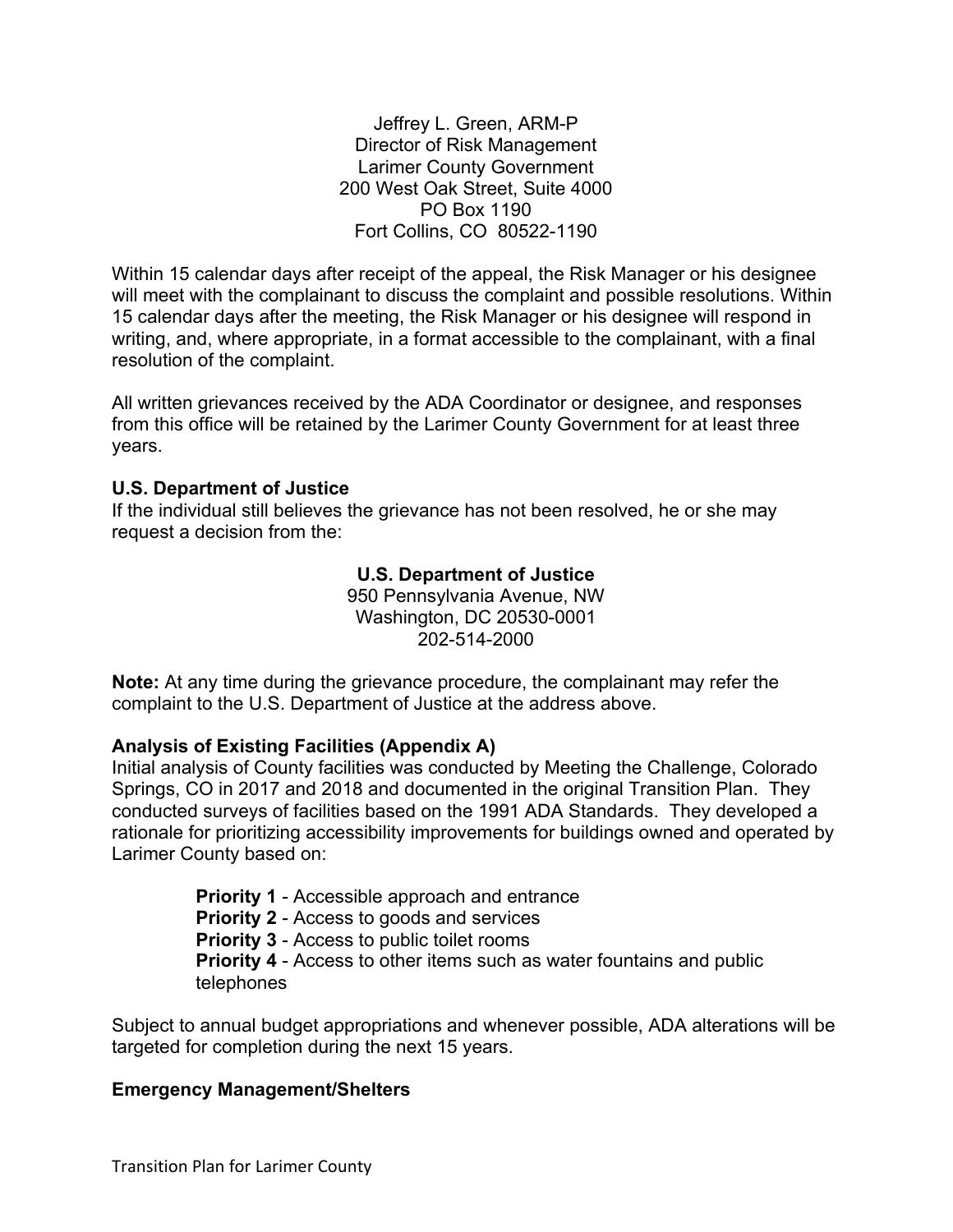Jeffrey L. Green, ARM-P
Director of Risk Management
Larimer County Government
200 West Oak Street, Suite 4000
PO Box 1190
Fort Collins, CO 80522-1190

Within 15 calendar days after receipt of the appeal, the Risk Manager or his designee will meet with the complainant to discuss the complaint and possible resolutions. Within 15 calendar days after the meeting, the Risk Manager or his designee will respond in writing, and, where appropriate, in a format accessible to the complainant, with a final resolution of the complaint.

All written grievances received by the ADA Coordinator or designee, and responses from this office will be retained by the Larimer County Government for at least three years.

**U.S. Department of Justice**

If the individual still believes the grievance has not been resolved, he or she may request a decision from the:

**U.S. Department of Justice**
950 Pennsylvania Avenue, NW
Washington, DC 20530-0001
202-514-2000

**Note:** At any time during the grievance procedure, the complainant may refer the complaint to the U.S. Department of Justice at the address above.

**Analysis of Existing Facilities (Appendix A)**

Initial analysis of County facilities was conducted by Meeting the Challenge, Colorado Springs, CO in 2017 and 2018 and documented in the original Transition Plan. They conducted surveys of facilities based on the 1991 ADA Standards. They developed a rationale for prioritizing accessibility improvements for buildings owned and operated by Larimer County based on:

- **Priority 1** - Accessible approach and entrance
- **Priority 2** - Access to goods and services
- **Priority 3** - Access to public toilet rooms
- **Priority 4** - Access to other items such as water fountains and public telephones

Subject to annual budget appropriations and whenever possible, ADA alterations will be targeted for completion during the next 15 years.

**Emergency Management/Shelters**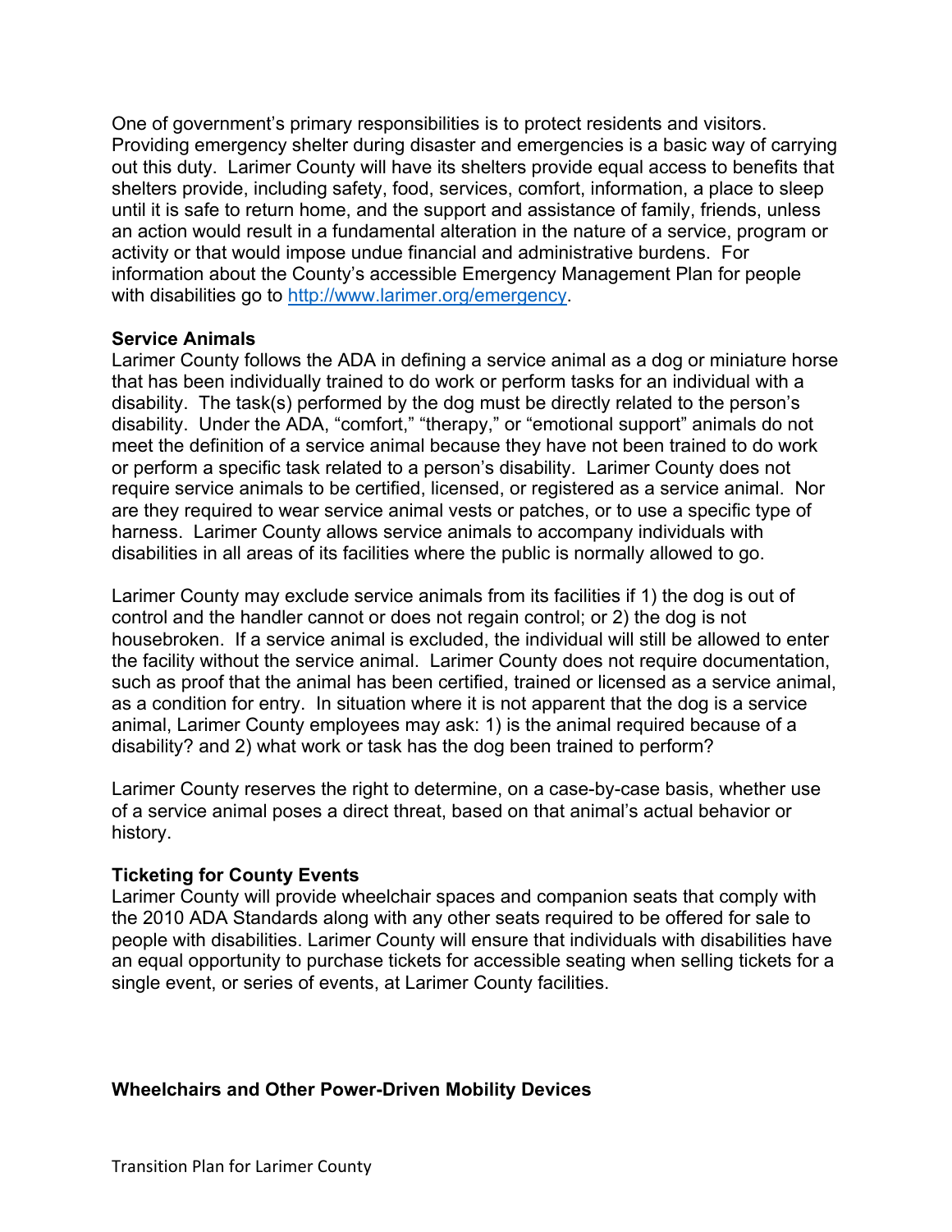One of government's primary responsibilities is to protect residents and visitors. Providing emergency shelter during disaster and emergencies is a basic way of carrying out this duty. Larimer County will have its shelters provide equal access to benefits that shelters provide, including safety, food, services, comfort, information, a place to sleep until it is safe to return home, and the support and assistance of family, friends, unless an action would result in a fundamental alteration in the nature of a service, program or activity or that would impose undue financial and administrative burdens. For information about the County's accessible Emergency Management Plan for people with disabilities go to [http://www.larimer.org/emergency](http://www.larimer.org/emergency).

**Service Animals**

Larimer County follows the ADA in defining a service animal as a dog or miniature horse that has been individually trained to do work or perform tasks for an individual with a disability. The task(s) performed by the dog must be directly related to the person's disability. Under the ADA, "comfort," "therapy," or "emotional support" animals do not meet the definition of a service animal because they have not been trained to do work or perform a specific task related to a person's disability. Larimer County does not require service animals to be certified, licensed, or registered as a service animal. Nor are they required to wear service animal vests or patches, or to use a specific type of harness. Larimer County allows service animals to accompany individuals with disabilities in all areas of its facilities where the public is normally allowed to go.

Larimer County may exclude service animals from its facilities if 1) the dog is out of control and the handler cannot or does not regain control; or 2) the dog is not housebroken. If a service animal is excluded, the individual will still be allowed to enter the facility without the service animal. Larimer County does not require documentation, such as proof that the animal has been certified, trained or licensed as a service animal, as a condition for entry. In situation where it is not apparent that the dog is a service animal, Larimer County employees may ask: 1) is the animal required because of a disability? and 2) what work or task has the dog been trained to perform?

Larimer County reserves the right to determine, on a case-by-case basis, whether use of a service animal poses a direct threat, based on that animal's actual behavior or history.

**Ticketing for County Events**

Larimer County will provide wheelchair spaces and companion seats that comply with the 2010 ADA Standards along with any other seats required to be offered for sale to people with disabilities. Larimer County will ensure that individuals with disabilities have an equal opportunity to purchase tickets for accessible seating when selling tickets for a single event, or series of events, at Larimer County facilities.

**Wheelchairs and Other Power-Driven Mobility Devices**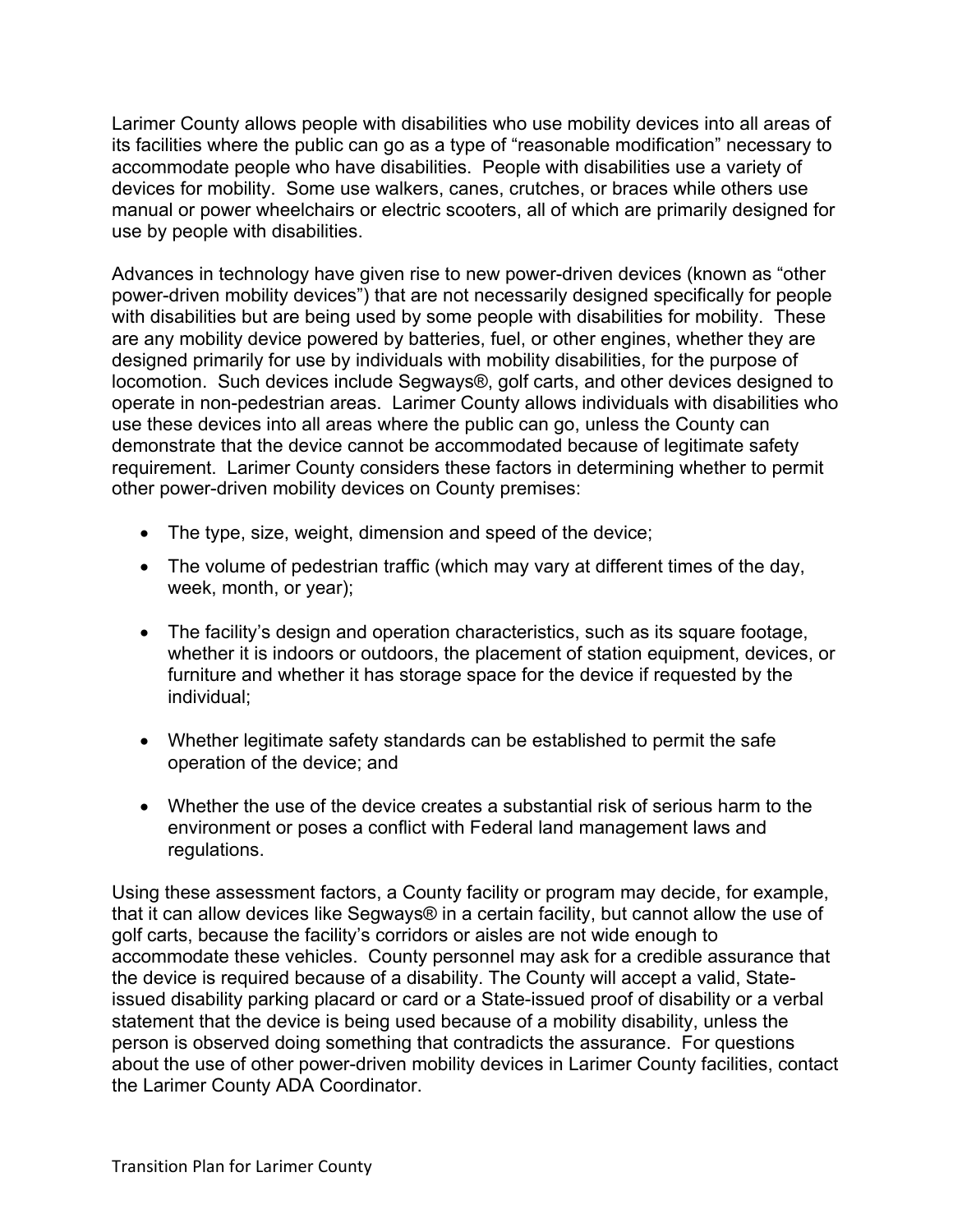Larimer County allows people with disabilities who use mobility devices into all areas of its facilities where the public can go as a type of "reasonable modification" necessary to accommodate people who have disabilities. People with disabilities use a variety of devices for mobility. Some use walkers, canes, crutches, or braces while others use manual or power wheelchairs or electric scooters, all of which are primarily designed for use by people with disabilities.

Advances in technology have given rise to new power-driven devices (known as "other power-driven mobility devices") that are not necessarily designed specifically for people with disabilities but are being used by some people with disabilities for mobility. These are any mobility device powered by batteries, fuel, or other engines, whether they are designed primarily for use by individuals with mobility disabilities, for the purpose of locomotion. Such devices include Segways®, golf carts, and other devices designed to operate in non-pedestrian areas. Larimer County allows individuals with disabilities who use these devices into all areas where the public can go, unless the County can demonstrate that the device cannot be accommodated because of legitimate safety requirement. Larimer County considers these factors in determining whether to permit other power-driven mobility devices on County premises:

- The type, size, weight, dimension and speed of the device;
- The volume of pedestrian traffic (which may vary at different times of the day, week, month, or year);
- The facility's design and operation characteristics, such as its square footage, whether it is indoors or outdoors, the placement of station equipment, devices, or furniture and whether it has storage space for the device if requested by the individual;
- Whether legitimate safety standards can be established to permit the safe operation of the device; and
- Whether the use of the device creates a substantial risk of serious harm to the environment or poses a conflict with Federal land management laws and regulations.

Using these assessment factors, a County facility or program may decide, for example, that it can allow devices like Segways® in a certain facility, but cannot allow the use of golf carts, because the facility's corridors or aisles are not wide enough to accommodate these vehicles. County personnel may ask for a credible assurance that the device is required because of a disability. The County will accept a valid, State-issued disability parking placard or card or a State-issued proof of disability or a verbal statement that the device is being used because of a mobility disability, unless the person is observed doing something that contradicts the assurance. For questions about the use of other power-driven mobility devices in Larimer County facilities, contact the Larimer County ADA Coordinator.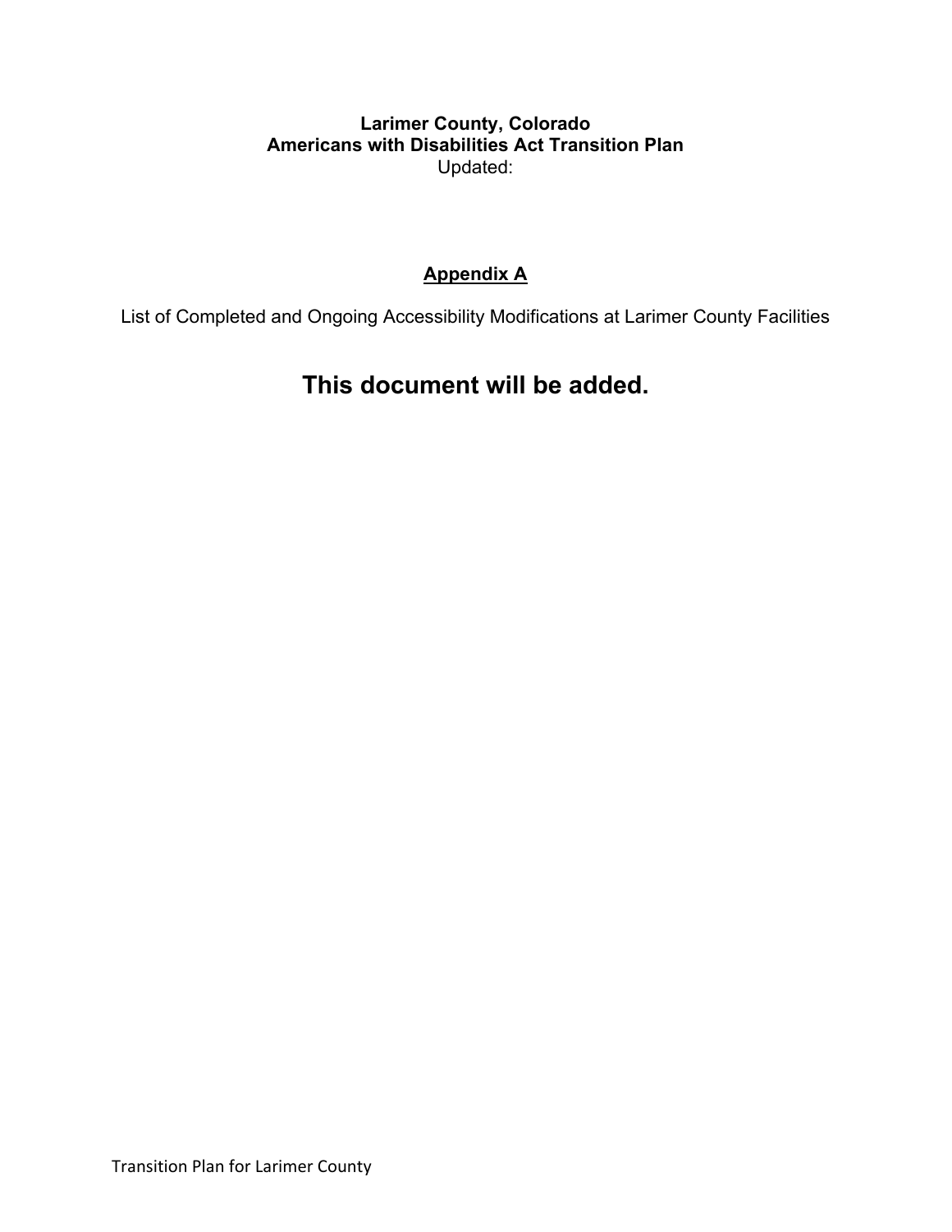**Larimer County, Colorado**
**Americans with Disabilities Act Transition Plan**
Updated:

## Appendix A

List of Completed and Ongoing Accessibility Modifications at Larimer County Facilities

# This document will be added.